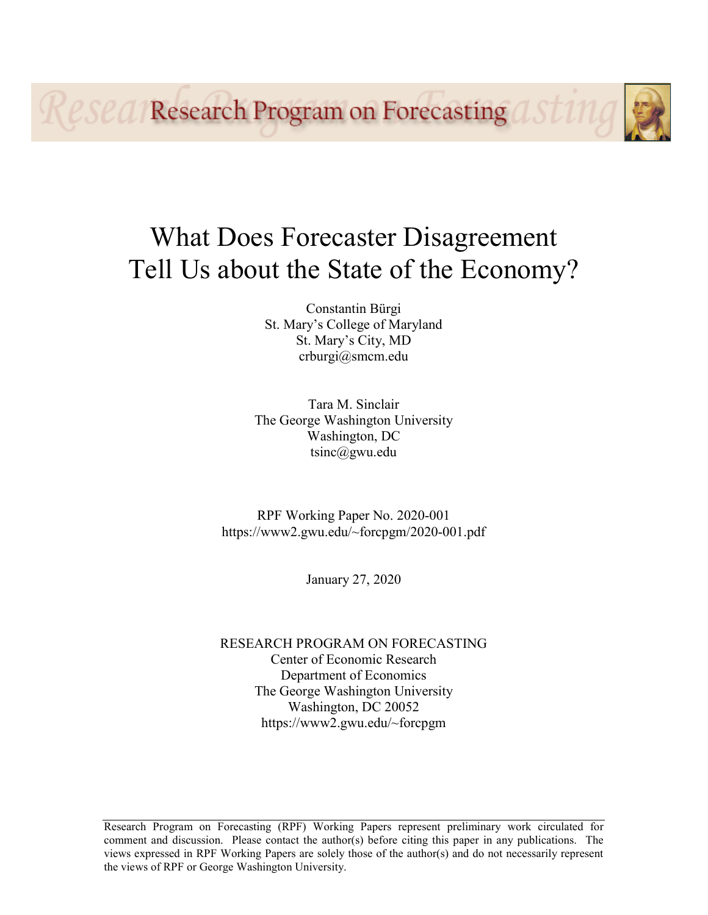Research Program on Forecasting

# What Does Forecaster Disagreement Tell Us about the State of the Economy?

Constantin Bürgi
St. Mary's College of Maryland
St. Mary's City, MD
crburgi@smcm.edu

Tara M. Sinclair
The George Washington University
Washington, DC
tsinc@gwu.edu

RPF Working Paper No. 2020-001
https://www2.gwu.edu/~forcpgm/2020-001.pdf

January 27, 2020

RESEARCH PROGRAM ON FORECASTING
Center of Economic Research
Department of Economics
The George Washington University
Washington, DC 20052
https://www2.gwu.edu/~forcpgm

---

Research Program on Forecasting (RPF) Working Papers represent preliminary work circulated for comment and discussion. Please contact the author(s) before citing this paper in any publications. The views expressed in RPF Working Papers are solely those of the author(s) and do not necessarily represent the views of RPF or George Washington University.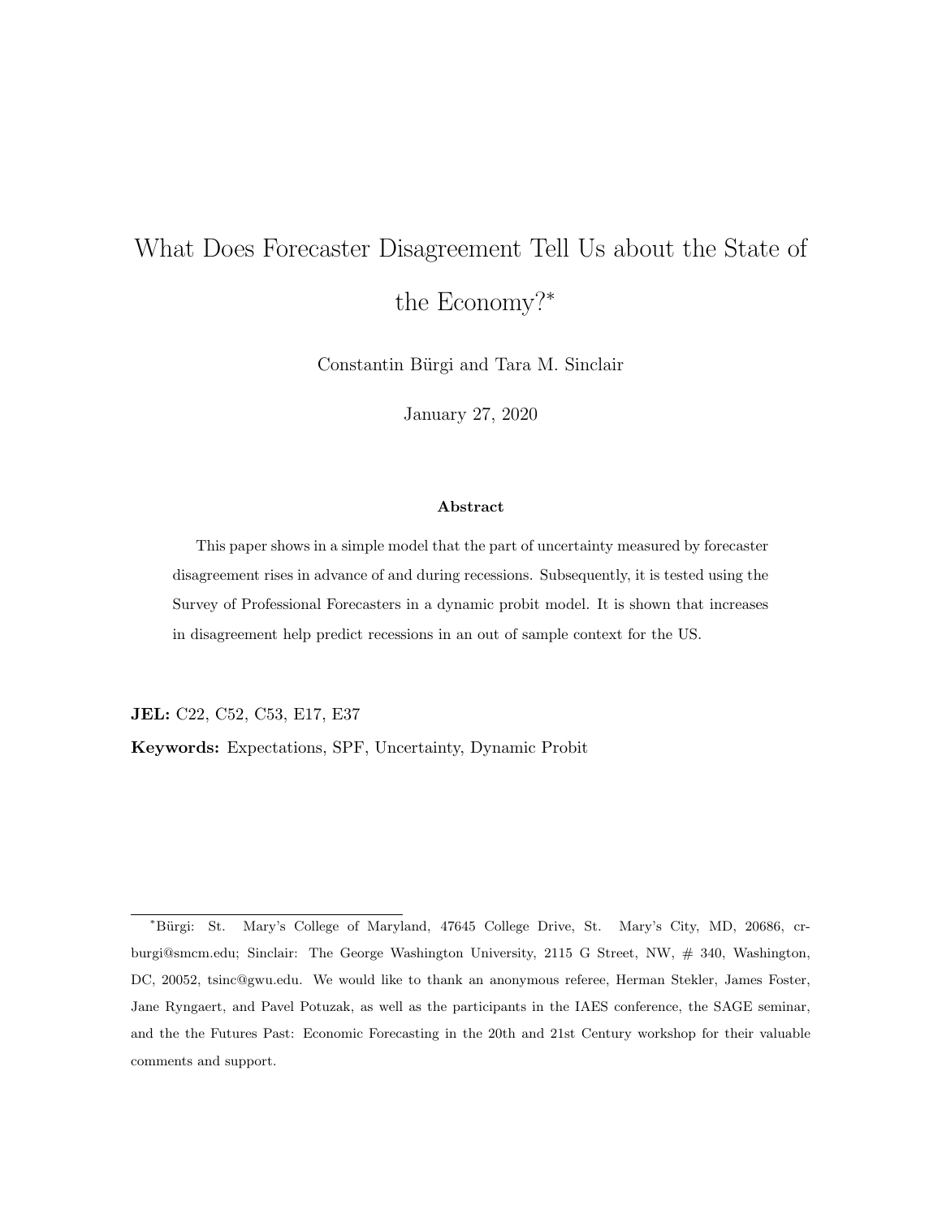# What Does Forecaster Disagreement Tell Us about the State of the Economy?*

Constantin Bürgi and Tara M. Sinclair

January 27, 2020

**Abstract**

This paper shows in a simple model that the part of uncertainty measured by forecaster disagreement rises in advance of and during recessions. Subsequently, it is tested using the Survey of Professional Forecasters in a dynamic probit model. It is shown that increases in disagreement help predict recessions in an out of sample context for the US.

**JEL:** C22, C52, C53, E17, E37

**Keywords:** Expectations, SPF, Uncertainty, Dynamic Probit

---

*Bürgi: St. Mary's College of Maryland, 47645 College Drive, St. Mary's City, MD, 20686, crburgi@smcm.edu; Sinclair: The George Washington University, 2115 G Street, NW, # 340, Washington, DC, 20052, tsinc@gwu.edu. We would like to thank an anonymous referee, Herman Stekler, James Foster, Jane Ryngaert, and Pavel Potuzak, as well as the participants in the IAES conference, the SAGE seminar, and the the Futures Past: Economic Forecasting in the 20th and 21st Century workshop for their valuable comments and support.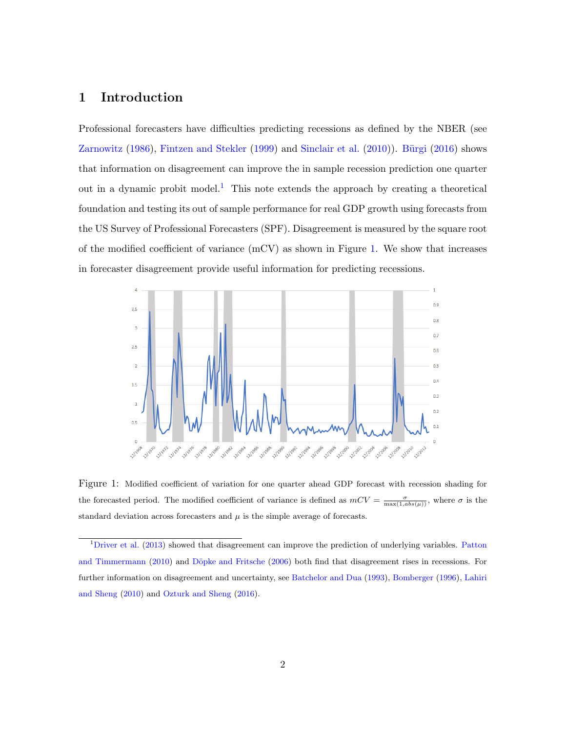# 1 Introduction

Professional forecasters have difficulties predicting recessions as defined by the NBER (see Zarnowitz (1986), Fintzen and Stekler (1999) and Sinclair et al. (2010)). Bürgi (2016) shows that information on disagreement can improve the in sample recession prediction one quarter out in a dynamic probit model.[1] This note extends the approach by creating a theoretical foundation and testing its out of sample performance for real GDP growth using forecasts from the US Survey of Professional Forecasters (SPF). Disagreement is measured by the square root of the modified coefficient of variance (mCV) as shown in Figure 1. We show that increases in forecaster disagreement provide useful information for predicting recessions.

Figure 1: Modified coefficient of variation for one quarter ahead GDP forecast with recession shading for the forecasted period. The modified coefficient of variance is defined as $mCV = \frac{\sigma}{\max(1, abs(\mu))}$, where $\sigma$ is the standard deviation across forecasters and $\mu$ is the simple average of forecasts.

[1] Driver et al. (2013) showed that disagreement can improve the prediction of underlying variables. Patton and Timmermann (2010) and Döpke and Fritsche (2006) both find that disagreement rises in recessions. For further information on disagreement and uncertainty, see Batchelor and Dua (1993), Bomberger (1996), Lahiri and Sheng (2010) and Ozturk and Sheng (2016).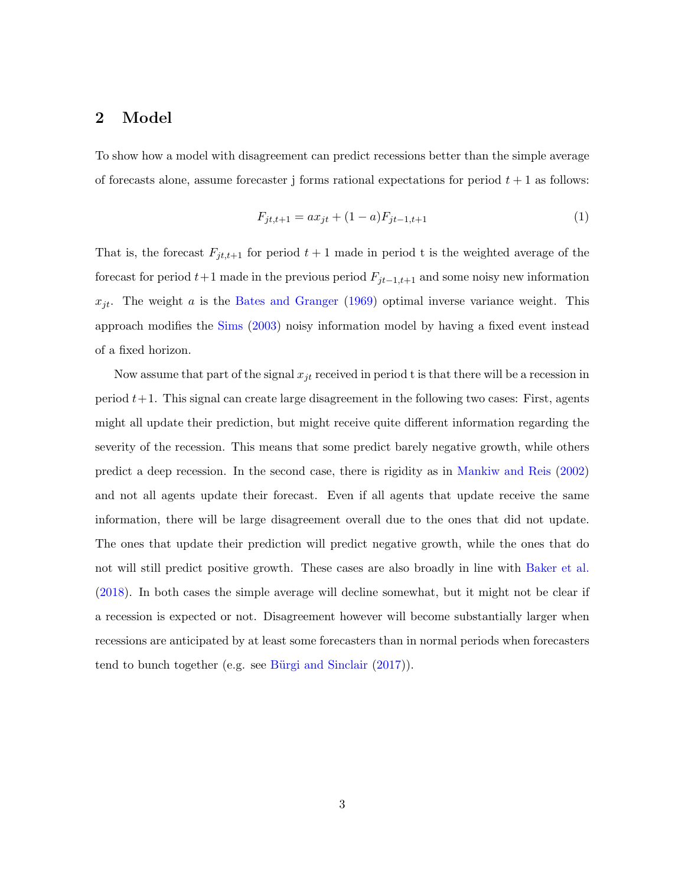## 2 Model

To show how a model with disagreement can predict recessions better than the simple average of forecasts alone, assume forecaster j forms rational expectations for period $t+1$ as follows:

$$F_{jt,t+1} = ax_{jt} + (1-a)F_{jt-1,t+1} \tag{1}$$

That is, the forecast $F_{jt,t+1}$ for period $t+1$ made in period t is the weighted average of the forecast for period $t+1$ made in the previous period $F_{jt-1,t+1}$ and some noisy new information $x_{jt}$. The weight $a$ is the Bates and Granger (1969) optimal inverse variance weight. This approach modifies the Sims (2003) noisy information model by having a fixed event instead of a fixed horizon.

Now assume that part of the signal $x_{jt}$ received in period t is that there will be a recession in period $t+1$. This signal can create large disagreement in the following two cases: First, agents might all update their prediction, but might receive quite different information regarding the severity of the recession. This means that some predict barely negative growth, while others predict a deep recession. In the second case, there is rigidity as in Mankiw and Reis (2002) and not all agents update their forecast. Even if all agents that update receive the same information, there will be large disagreement overall due to the ones that did not update. The ones that update their prediction will predict negative growth, while the ones that do not will still predict positive growth. These cases are also broadly in line with Baker et al. (2018). In both cases the simple average will decline somewhat, but it might not be clear if a recession is expected or not. Disagreement however will become substantially larger when recessions are anticipated by at least some forecasters than in normal periods when forecasters tend to bunch together (e.g. see Bürgi and Sinclair (2017)).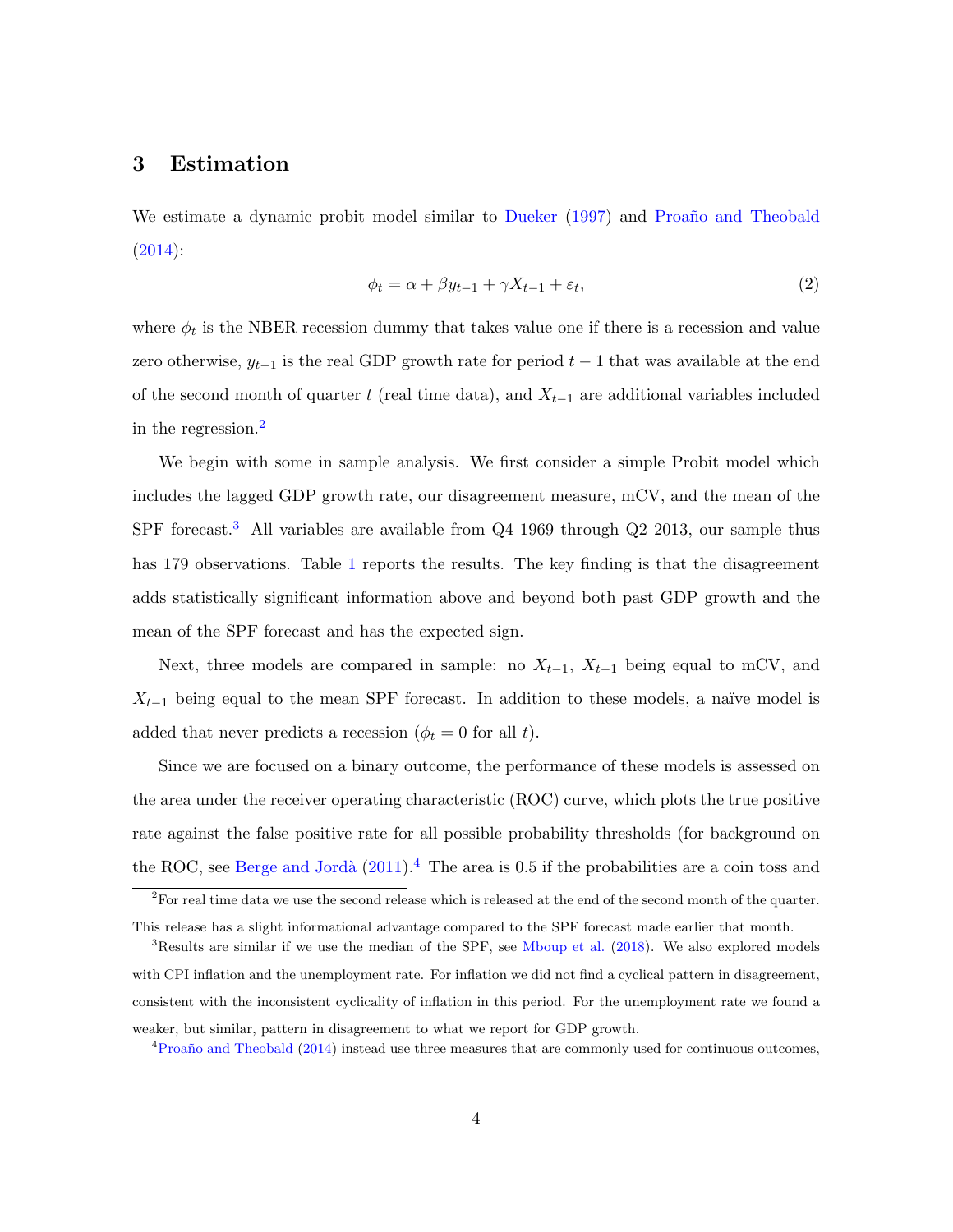## 3 Estimation

We estimate a dynamic probit model similar to Dueker (1997) and Proaño and Theobald (2014):

$$\phi_t = \alpha + \beta y_{t-1} + \gamma X_{t-1} + \varepsilon_t, \tag{2}$$

where $\phi_t$ is the NBER recession dummy that takes value one if there is a recession and value zero otherwise, $y_{t-1}$ is the real GDP growth rate for period $t-1$ that was available at the end of the second month of quarter $t$ (real time data), and $X_{t-1}$ are additional variables included in the regression.[2]

We begin with some in sample analysis. We first consider a simple Probit model which includes the lagged GDP growth rate, our disagreement measure, mCV, and the mean of the SPF forecast.[3] All variables are available from Q4 1969 through Q2 2013, our sample thus has 179 observations. Table 1 reports the results. The key finding is that the disagreement adds statistically significant information above and beyond both past GDP growth and the mean of the SPF forecast and has the expected sign.

Next, three models are compared in sample: no $X_{t-1}$, $X_{t-1}$ being equal to mCV, and $X_{t-1}$ being equal to the mean SPF forecast. In addition to these models, a naïve model is added that never predicts a recession ($\phi_t = 0$ for all $t$).

Since we are focused on a binary outcome, the performance of these models is assessed on the area under the receiver operating characteristic (ROC) curve, which plots the true positive rate against the false positive rate for all possible probability thresholds (for background on the ROC, see Berge and Jordà (2011)).[4] The area is 0.5 if the probabilities are a coin toss and

---

[2] For real time data we use the second release which is released at the end of the second month of the quarter. This release has a slight informational advantage compared to the SPF forecast made earlier that month.

[3] Results are similar if we use the median of the SPF, see Mboup et al. (2018). We also explored models with CPI inflation and the unemployment rate. For inflation we did not find a cyclical pattern in disagreement, consistent with the inconsistent cyclicality of inflation in this period. For the unemployment rate we found a weaker, but similar, pattern in disagreement to what we report for GDP growth.

[4] Proaño and Theobald (2014) instead use three measures that are commonly used for continuous outcomes,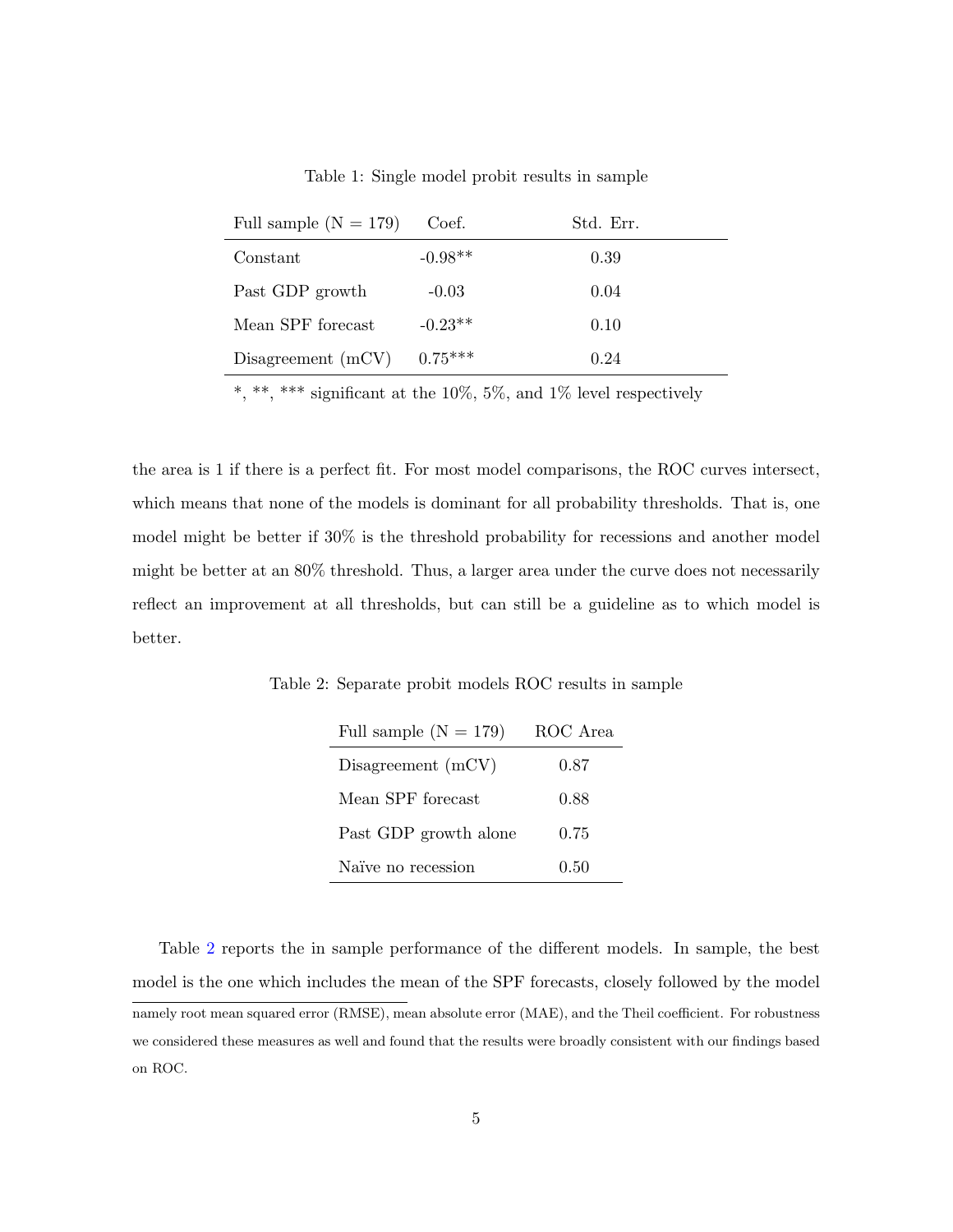Table 1: Single model probit results in sample

| Full sample (N = 179) | Coef. | Std. Err. |
|---|---|---|
| Constant | -0.98** | 0.39 |
| Past GDP growth | -0.03 | 0.04 |
| Mean SPF forecast | -0.23** | 0.10 |
| Disagreement (mCV) | 0.75*** | 0.24 |

*, **, *** significant at the 10%, 5%, and 1% level respectively

the area is 1 if there is a perfect fit. For most model comparisons, the ROC curves intersect, which means that none of the models is dominant for all probability thresholds. That is, one model might be better if 30% is the threshold probability for recessions and another model might be better at an 80% threshold. Thus, a larger area under the curve does not necessarily reflect an improvement at all thresholds, but can still be a guideline as to which model is better.

Table 2: Separate probit models ROC results in sample

| Full sample (N = 179) | ROC Area |
|---|---|
| Disagreement (mCV) | 0.87 |
| Mean SPF forecast | 0.88 |
| Past GDP growth alone | 0.75 |
| Naïve no recession | 0.50 |

Table 2 reports the in sample performance of the different models. In sample, the best model is the one which includes the mean of the SPF forecasts, closely followed by the model

namely root mean squared error (RMSE), mean absolute error (MAE), and the Theil coefficient. For robustness we considered these measures as well and found that the results were broadly consistent with our findings based on ROC.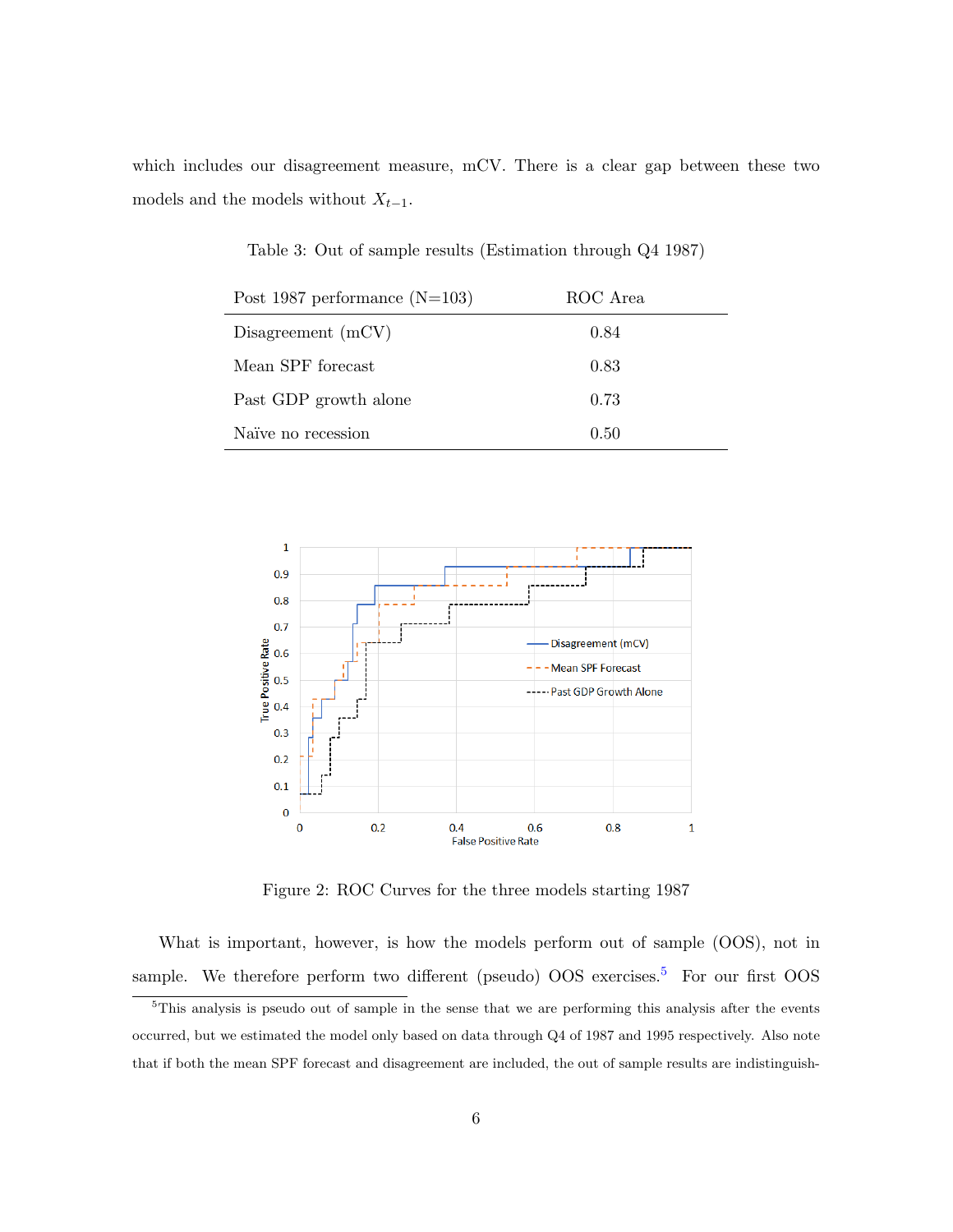which includes our disagreement measure, mCV. There is a clear gap between these two models and the models without $X_{t-1}$.

Table 3: Out of sample results (Estimation through Q4 1987)

| Post 1987 performance (N=103) | ROC Area |
|---|---|
| Disagreement (mCV) | 0.84 |
| Mean SPF forecast | 0.83 |
| Past GDP growth alone | 0.73 |
| Naïve no recession | 0.50 |

Figure 2: ROC Curves for the three models starting 1987

What is important, however, is how the models perform out of sample (OOS), not in sample. We therefore perform two different (pseudo) OOS exercises.[5] For our first OOS

[5] This analysis is pseudo out of sample in the sense that we are performing this analysis after the events occurred, but we estimated the model only based on data through Q4 of 1987 and 1995 respectively. Also note that if both the mean SPF forecast and disagreement are included, the out of sample results are indistinguish-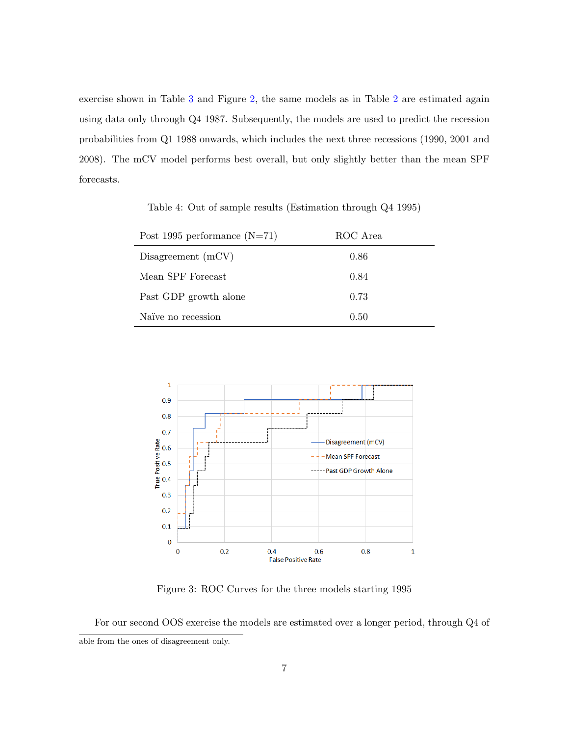exercise shown in Table 3 and Figure 2, the same models as in Table 2 are estimated again using data only through Q4 1987. Subsequently, the models are used to predict the recession probabilities from Q1 1988 onwards, which includes the next three recessions (1990, 2001 and 2008). The mCV model performs best overall, but only slightly better than the mean SPF forecasts.

Table 4: Out of sample results (Estimation through Q4 1995)

| Post 1995 performance (N=71) | ROC Area |
|---|---|
| Disagreement (mCV) | 0.86 |
| Mean SPF Forecast | 0.84 |
| Past GDP growth alone | 0.73 |
| Naïve no recession | 0.50 |

Figure 3: ROC Curves for the three models starting 1995

For our second OOS exercise the models are estimated over a longer period, through Q4 of

able from the ones of disagreement only.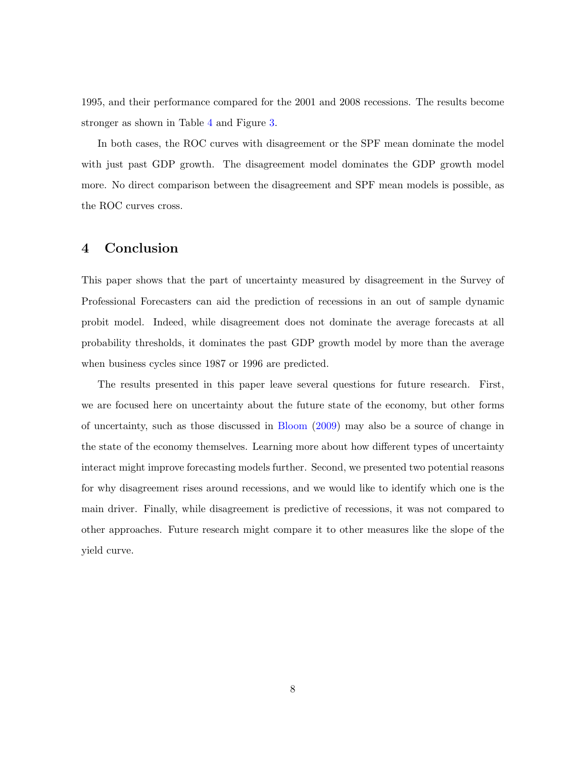1995, and their performance compared for the 2001 and 2008 recessions. The results become stronger as shown in Table 4 and Figure 3.

In both cases, the ROC curves with disagreement or the SPF mean dominate the model with just past GDP growth. The disagreement model dominates the GDP growth model more. No direct comparison between the disagreement and SPF mean models is possible, as the ROC curves cross.

## 4 Conclusion

This paper shows that the part of uncertainty measured by disagreement in the Survey of Professional Forecasters can aid the prediction of recessions in an out of sample dynamic probit model. Indeed, while disagreement does not dominate the average forecasts at all probability thresholds, it dominates the past GDP growth model by more than the average when business cycles since 1987 or 1996 are predicted.

The results presented in this paper leave several questions for future research. First, we are focused here on uncertainty about the future state of the economy, but other forms of uncertainty, such as those discussed in Bloom (2009) may also be a source of change in the state of the economy themselves. Learning more about how different types of uncertainty interact might improve forecasting models further. Second, we presented two potential reasons for why disagreement rises around recessions, and we would like to identify which one is the main driver. Finally, while disagreement is predictive of recessions, it was not compared to other approaches. Future research might compare it to other measures like the slope of the yield curve.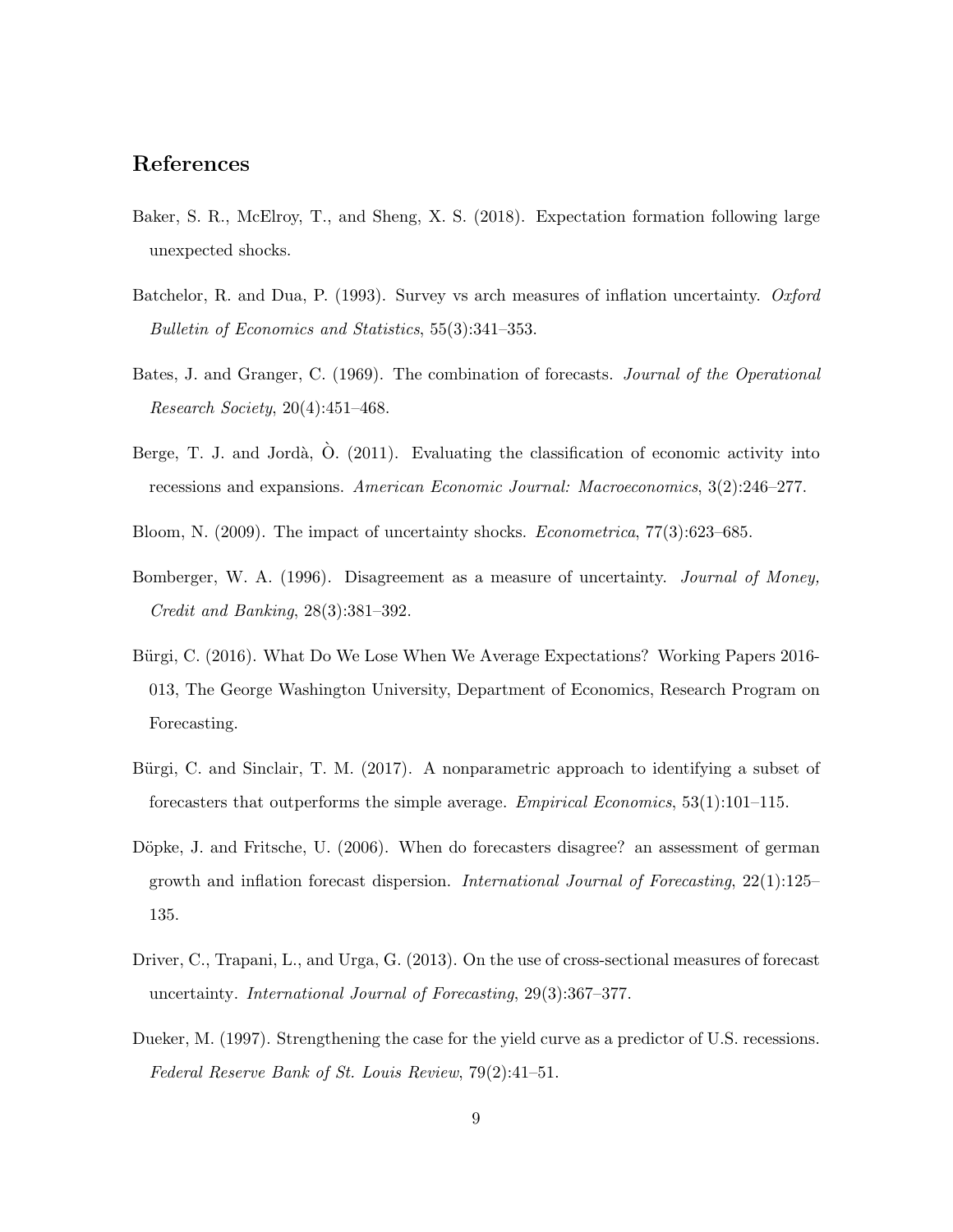## References

Baker, S. R., McElroy, T., and Sheng, X. S. (2018). Expectation formation following large unexpected shocks.

Batchelor, R. and Dua, P. (1993). Survey vs arch measures of inflation uncertainty. *Oxford Bulletin of Economics and Statistics*, 55(3):341–353.

Bates, J. and Granger, C. (1969). The combination of forecasts. *Journal of the Operational Research Society*, 20(4):451–468.

Berge, T. J. and Jordà, Ò. (2011). Evaluating the classification of economic activity into recessions and expansions. *American Economic Journal: Macroeconomics*, 3(2):246–277.

Bloom, N. (2009). The impact of uncertainty shocks. *Econometrica*, 77(3):623–685.

Bomberger, W. A. (1996). Disagreement as a measure of uncertainty. *Journal of Money, Credit and Banking*, 28(3):381–392.

Bürgi, C. (2016). What Do We Lose When We Average Expectations? Working Papers 2016-013, The George Washington University, Department of Economics, Research Program on Forecasting.

Bürgi, C. and Sinclair, T. M. (2017). A nonparametric approach to identifying a subset of forecasters that outperforms the simple average. *Empirical Economics*, 53(1):101–115.

Döpke, J. and Fritsche, U. (2006). When do forecasters disagree? an assessment of german growth and inflation forecast dispersion. *International Journal of Forecasting*, 22(1):125–135.

Driver, C., Trapani, L., and Urga, G. (2013). On the use of cross-sectional measures of forecast uncertainty. *International Journal of Forecasting*, 29(3):367–377.

Dueker, M. (1997). Strengthening the case for the yield curve as a predictor of U.S. recessions. *Federal Reserve Bank of St. Louis Review*, 79(2):41–51.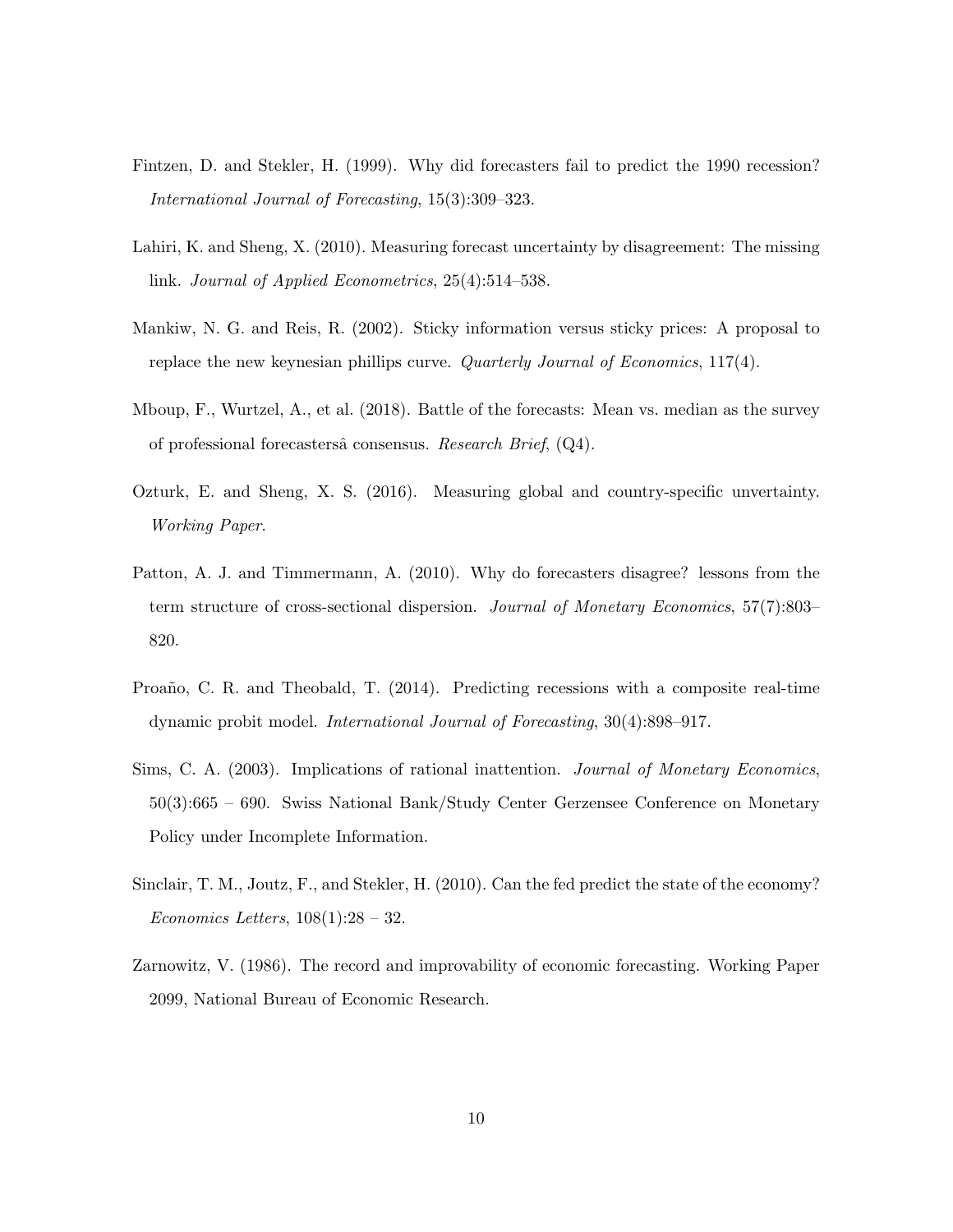Fintzen, D. and Stekler, H. (1999). Why did forecasters fail to predict the 1990 recession? *International Journal of Forecasting*, 15(3):309–323.

Lahiri, K. and Sheng, X. (2010). Measuring forecast uncertainty by disagreement: The missing link. *Journal of Applied Econometrics*, 25(4):514–538.

Mankiw, N. G. and Reis, R. (2002). Sticky information versus sticky prices: A proposal to replace the new keynesian phillips curve. *Quarterly Journal of Economics*, 117(4).

Mboup, F., Wurtzel, A., et al. (2018). Battle of the forecasts: Mean vs. median as the survey of professional forecastersâ consensus. *Research Brief*, (Q4).

Ozturk, E. and Sheng, X. S. (2016). Measuring global and country-specific unvertainty. *Working Paper*.

Patton, A. J. and Timmermann, A. (2010). Why do forecasters disagree? lessons from the term structure of cross-sectional dispersion. *Journal of Monetary Economics*, 57(7):803–820.

Proaño, C. R. and Theobald, T. (2014). Predicting recessions with a composite real-time dynamic probit model. *International Journal of Forecasting*, 30(4):898–917.

Sims, C. A. (2003). Implications of rational inattention. *Journal of Monetary Economics*, 50(3):665 – 690. Swiss National Bank/Study Center Gerzensee Conference on Monetary Policy under Incomplete Information.

Sinclair, T. M., Joutz, F., and Stekler, H. (2010). Can the fed predict the state of the economy? *Economics Letters*, 108(1):28 – 32.

Zarnowitz, V. (1986). The record and improvability of economic forecasting. Working Paper 2099, National Bureau of Economic Research.